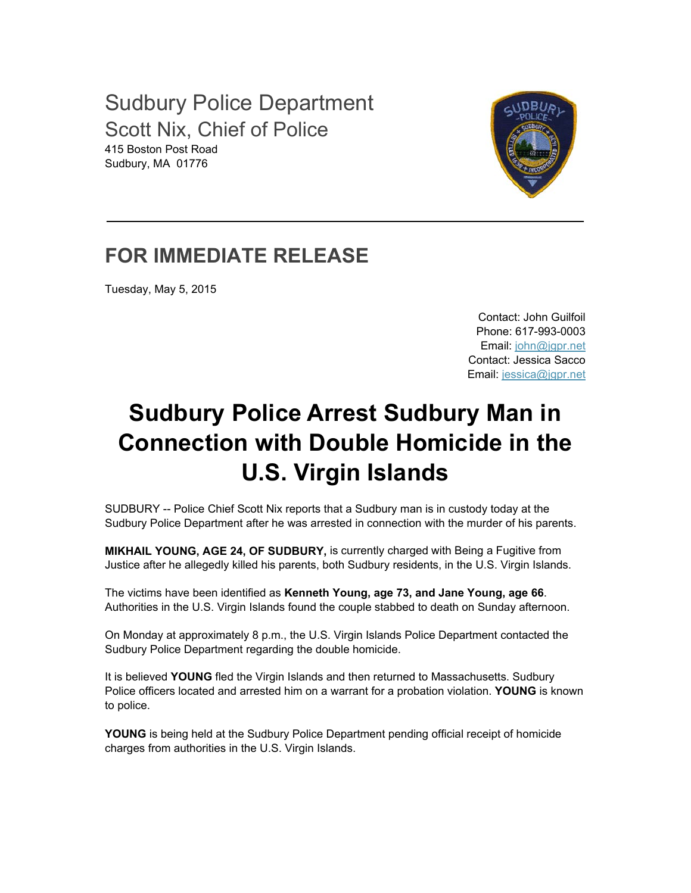# Sudbury Police Department

## Scott Nix, Chief of Police

415 Boston Post Road
Sudbury, MA 01776

---

## FOR IMMEDIATE RELEASE

Tuesday, May 5, 2015

Contact: John Guilfoil
Phone: 617-993-0003
Email: john@jgpr.net
Contact: Jessica Sacco
Email: jessica@jgpr.net

# Sudbury Police Arrest Sudbury Man in Connection with Double Homicide in the U.S. Virgin Islands

SUDBURY -- Police Chief Scott Nix reports that a Sudbury man is in custody today at the Sudbury Police Department after he was arrested in connection with the murder of his parents.

**MIKHAIL YOUNG, AGE 24, OF SUDBURY,** is currently charged with Being a Fugitive from Justice after he allegedly killed his parents, both Sudbury residents, in the U.S. Virgin Islands.

The victims have been identified as **Kenneth Young, age 73, and Jane Young, age 66**. Authorities in the U.S. Virgin Islands found the couple stabbed to death on Sunday afternoon.

On Monday at approximately 8 p.m., the U.S. Virgin Islands Police Department contacted the Sudbury Police Department regarding the double homicide.

It is believed **YOUNG** fled the Virgin Islands and then returned to Massachusetts. Sudbury Police officers located and arrested him on a warrant for a probation violation. **YOUNG** is known to police.

**YOUNG** is being held at the Sudbury Police Department pending official receipt of homicide charges from authorities in the U.S. Virgin Islands.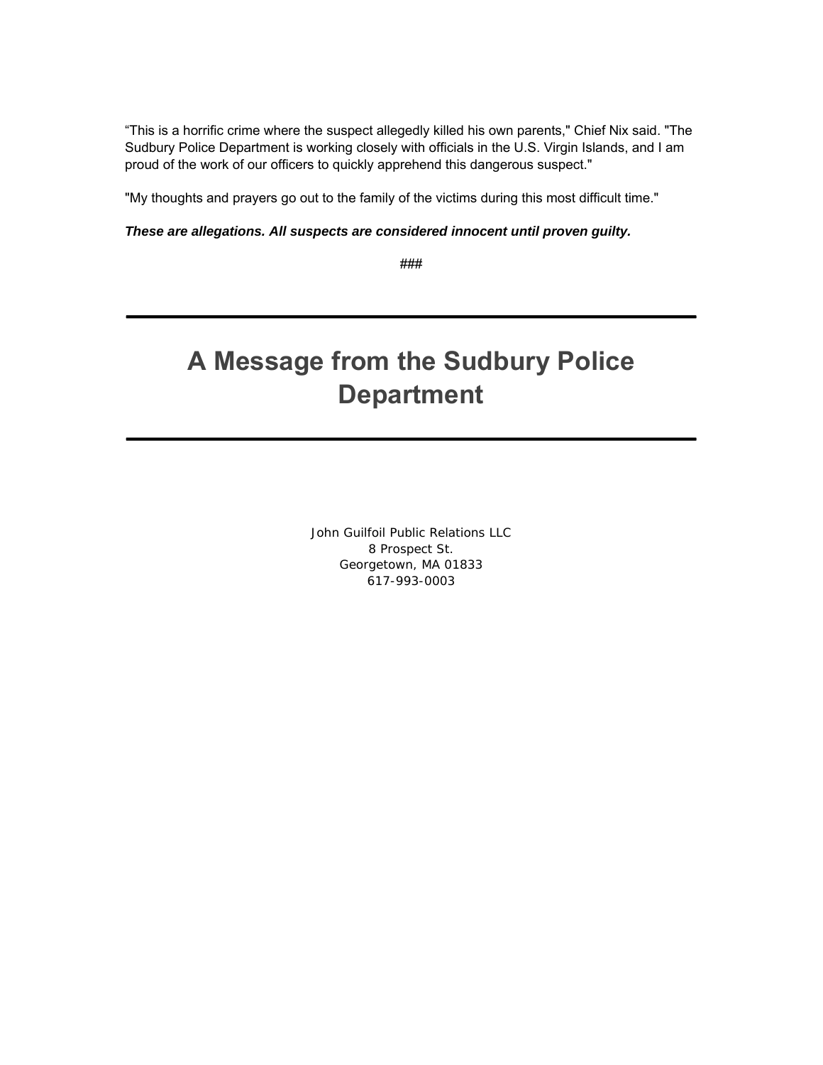“This is a horrific crime where the suspect allegedly killed his own parents," Chief Nix said. "The Sudbury Police Department is working closely with officials in the U.S. Virgin Islands, and I am proud of the work of our officers to quickly apprehend this dangerous suspect."

"My thoughts and prayers go out to the family of the victims during this most difficult time."

***These are allegations. All suspects are considered innocent until proven guilty.***

###

---

## A Message from the Sudbury Police Department

---

John Guilfoil Public Relations LLC
8 Prospect St.
Georgetown, MA 01833
617-993-0003